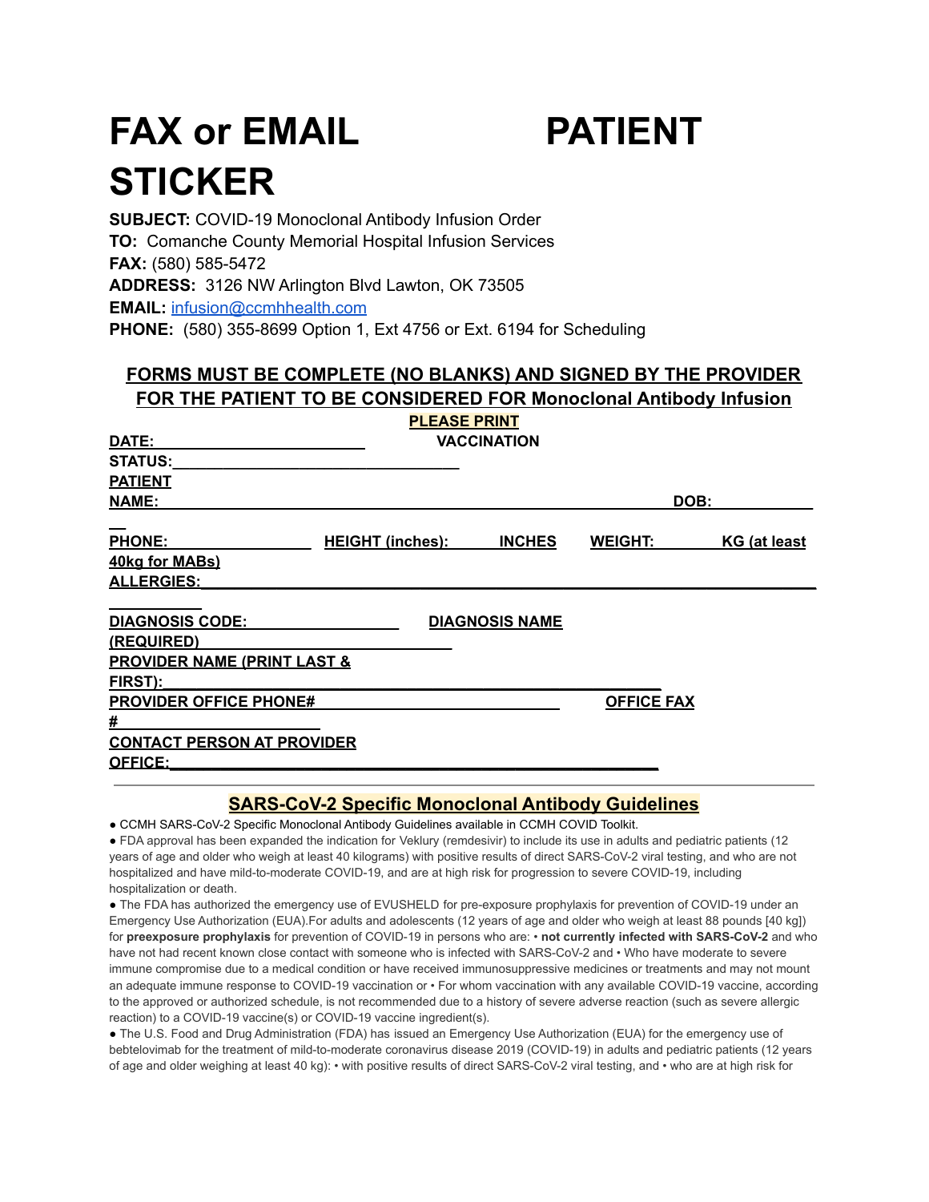# FAX or EMAIL STICKER PATIENT

**SUBJECT:** COVID-19 Monoclonal Antibody Infusion Order
**TO:** Comanche County Memorial Hospital Infusion Services
**FAX:** (580) 585-5472
**ADDRESS:** 3126 NW Arlington Blvd Lawton, OK 73505
**EMAIL:** infusion@ccmhhealth.com
**PHONE:** (580) 355-8699 Option 1, Ext 4756 or Ext. 6194 for Scheduling

**FORMS MUST BE COMPLETE (NO BLANKS) AND SIGNED BY THE PROVIDER FOR THE PATIENT TO BE CONSIDERED FOR Monoclonal Antibody Infusion**

**PLEASE PRINT**

**DATE:** ______________________ **VACCINATION STATUS:** ______________________________

**PATIENT NAME:** ___________________________________________________________ **DOB:** ____________

**PHONE:** ________________ **HEIGHT (inches):** ______ **INCHES** **WEIGHT:** ________ **KG (at least 40kg for MABs)**

**ALLERGIES:** ______________________________________________________________________

**DIAGNOSIS CODE:** ________________ **DIAGNOSIS NAME (REQUIRED)** __________________________

**PROVIDER NAME (PRINT LAST & FIRST):** ____________________________________________

**PROVIDER OFFICE PHONE#** __________________________ **OFFICE FAX #** ____________________

**CONTACT PERSON AT PROVIDER OFFICE:** ____________________________________________

---

## SARS-CoV-2 Specific Monoclonal Antibody Guidelines

- CCMH SARS-CoV-2 Specific Monoclonal Antibody Guidelines available in CCMH COVID Toolkit.
- FDA approval has been expanded the indication for Veklury (remdesivir) to include its use in adults and pediatric patients (12 years of age and older who weigh at least 40 kilograms) with positive results of direct SARS-CoV-2 viral testing, and who are not hospitalized and have mild-to-moderate COVID-19, and are at high risk for progression to severe COVID-19, including hospitalization or death.
- The FDA has authorized the emergency use of EVUSHELD for pre-exposure prophylaxis for prevention of COVID-19 under an Emergency Use Authorization (EUA).For adults and adolescents (12 years of age and older who weigh at least 88 pounds [40 kg]) for **preexposure prophylaxis** for prevention of COVID-19 in persons who are: • **not currently infected with SARS-CoV-2** and who have not had recent known close contact with someone who is infected with SARS-CoV-2 and • Who have moderate to severe immune compromise due to a medical condition or have received immunosuppressive medicines or treatments and may not mount an adequate immune response to COVID-19 vaccination or • For whom vaccination with any available COVID-19 vaccine, according to the approved or authorized schedule, is not recommended due to a history of severe adverse reaction (such as severe allergic reaction) to a COVID-19 vaccine(s) or COVID-19 vaccine ingredient(s).
- The U.S. Food and Drug Administration (FDA) has issued an Emergency Use Authorization (EUA) for the emergency use of bebtelovimab for the treatment of mild-to-moderate coronavirus disease 2019 (COVID-19) in adults and pediatric patients (12 years of age and older weighing at least 40 kg): • with positive results of direct SARS-CoV-2 viral testing, and • who are at high risk for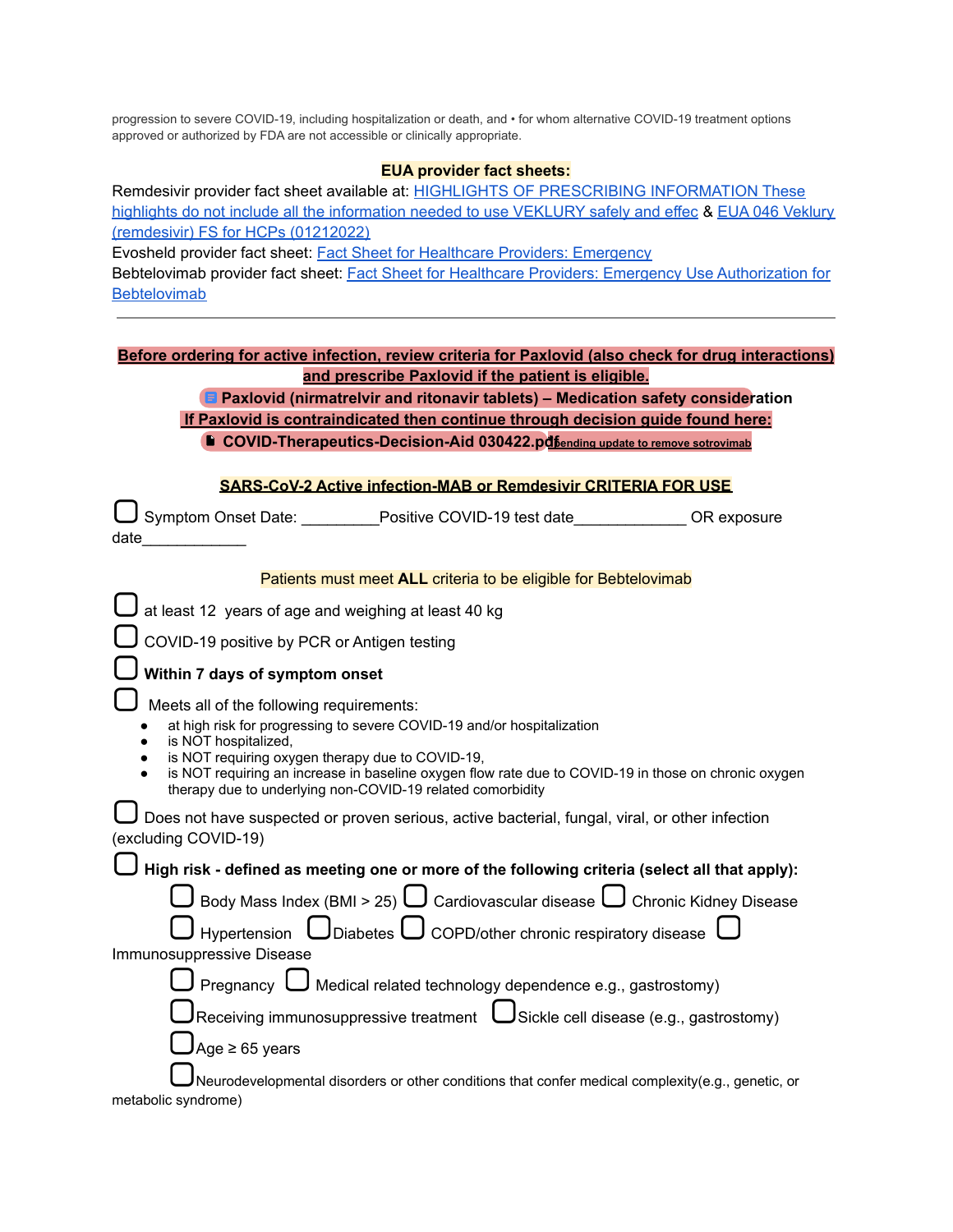progression to severe COVID-19, including hospitalization or death, and • for whom alternative COVID-19 treatment options approved or authorized by FDA are not accessible or clinically appropriate.

**EUA provider fact sheets:**

Remdesivir provider fact sheet available at: [HIGHLIGHTS OF PRESCRIBING INFORMATION These highlights do not include all the information needed to use VEKLURY safely and effec]() & [EUA 046 Veklury (remdesivir) FS for HCPs (01212022)]()

Evosheld provider fact sheet: [Fact Sheet for Healthcare Providers: Emergency]()

Bebtelovimab provider fact sheet: [Fact Sheet for Healthcare Providers: Emergency Use Authorization for Bebtelovimab]()

---

**Before ordering for active infection, review criteria for Paxlovid (also check for drug interactions) and prescribe Paxlovid if the patient is eligible.**

**Paxlovid (nirmatrelvir and ritonavir tablets) – Medication safety consideration**

**If Paxlovid is contraindicated then continue through decision guide found here:**

**COVID-Therapeutics-Decision-Aid 030422.pdf** pending update to remove sotrovimab

**SARS-CoV-2 Active infection-MAB or Remdesivir CRITERIA FOR USE**

☐ Symptom Onset Date: _________Positive COVID-19 test date_____________ OR exposure date____________

Patients must meet **ALL** criteria to be eligible for Bebtelovimab

☐ at least 12 years of age and weighing at least 40 kg

☐ COVID-19 positive by PCR or Antigen testing

☐ **Within 7 days of symptom onset**

☐ Meets all of the following requirements:

- at high risk for progressing to severe COVID-19 and/or hospitalization
- is NOT hospitalized,
- is NOT requiring oxygen therapy due to COVID-19,
- is NOT requiring an increase in baseline oxygen flow rate due to COVID-19 in those on chronic oxygen therapy due to underlying non-COVID-19 related comorbidity

☐ Does not have suspected or proven serious, active bacterial, fungal, viral, or other infection (excluding COVID-19)

☐ **High risk - defined as meeting one or more of the following criteria (select all that apply):**

☐ Body Mass Index (BMI > 25) ☐ Cardiovascular disease ☐ Chronic Kidney Disease

☐ Hypertension ☐ Diabetes ☐ COPD/other chronic respiratory disease ☐ Immunosuppressive Disease

☐ Pregnancy ☐ Medical related technology dependence e.g., gastrostomy)

☐ Receiving immunosuppressive treatment ☐ Sickle cell disease (e.g., gastrostomy)

☐ Age ≥ 65 years

☐ Neurodevelopmental disorders or other conditions that confer medical complexity(e.g., genetic, or metabolic syndrome)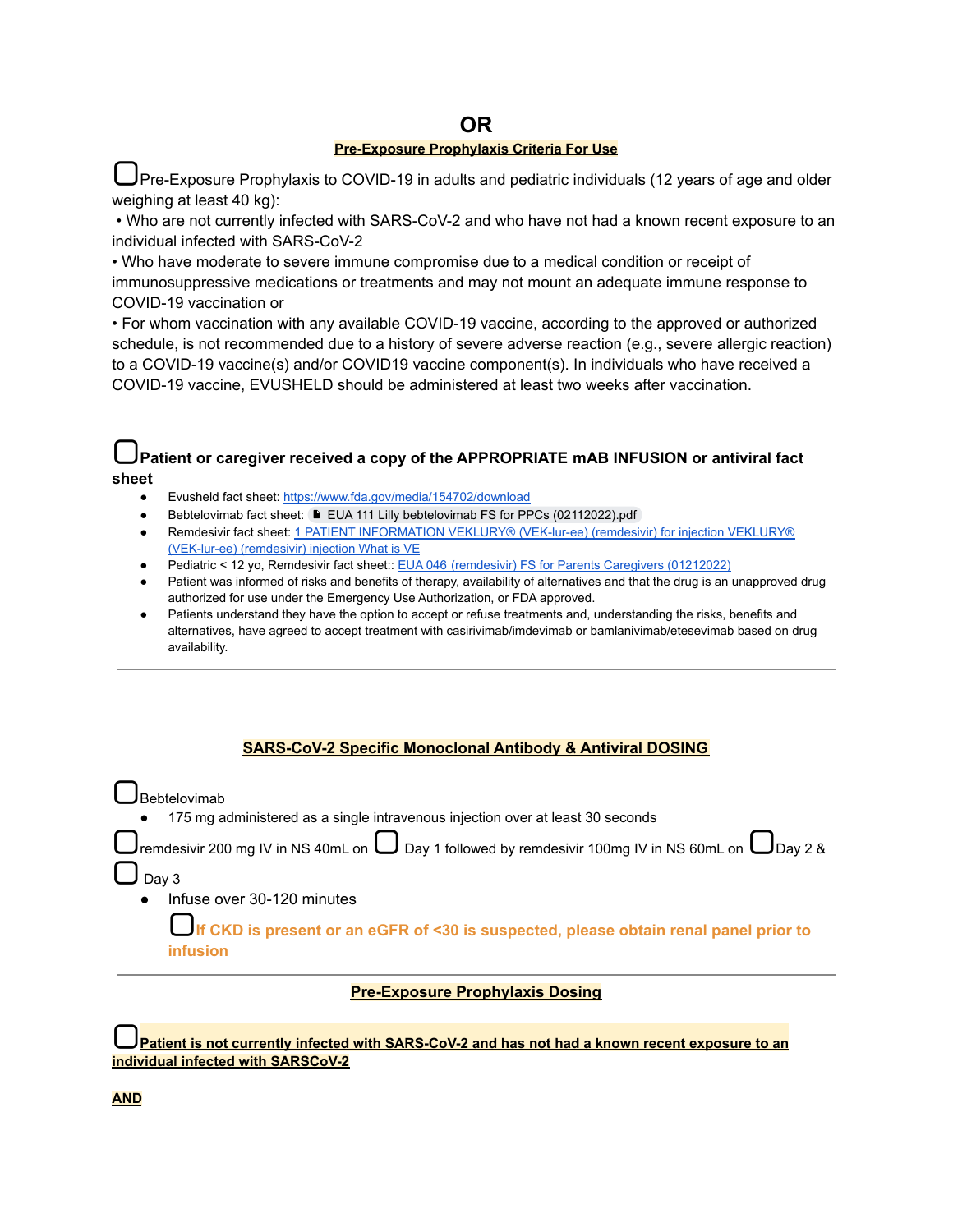## OR

**Pre-Exposure Prophylaxis Criteria For Use**

☐ Pre-Exposure Prophylaxis to COVID-19 in adults and pediatric individuals (12 years of age and older weighing at least 40 kg):

• Who are not currently infected with SARS-CoV-2 and who have not had a known recent exposure to an individual infected with SARS-CoV-2

• Who have moderate to severe immune compromise due to a medical condition or receipt of immunosuppressive medications or treatments and may not mount an adequate immune response to COVID-19 vaccination or

• For whom vaccination with any available COVID-19 vaccine, according to the approved or authorized schedule, is not recommended due to a history of severe adverse reaction (e.g., severe allergic reaction) to a COVID-19 vaccine(s) and/or COVID19 vaccine component(s). In individuals who have received a COVID-19 vaccine, EVUSHELD should be administered at least two weeks after vaccination.

☐ **Patient or caregiver received a copy of the APPROPRIATE mAB INFUSION or antiviral fact sheet**

- Evusheld fact sheet: https://www.fda.gov/media/154702/download
- Bebtelovimab fact sheet: EUA 111 Lilly bebtelovimab FS for PPCs (02112022).pdf
- Remdesivir fact sheet: 1 PATIENT INFORMATION VEKLURY® (VEK-lur-ee) (remdesivir) for injection VEKLURY® (VEK-lur-ee) (remdesivir) injection What is VE
- Pediatric < 12 yo, Remdesivir fact sheet:: EUA 046 (remdesivir) FS for Parents Caregivers (01212022)
- Patient was informed of risks and benefits of therapy, availability of alternatives and that the drug is an unapproved drug authorized for use under the Emergency Use Authorization, or FDA approved.
- Patients understand they have the option to accept or refuse treatments and, understanding the risks, benefits and alternatives, have agreed to accept treatment with casirivimab/imdevimab or bamlanivimab/etesevimab based on drug availability.

---

**SARS-CoV-2 Specific Monoclonal Antibody & Antiviral DOSING**

☐ Bebtelovimab

- 175 mg administered as a single intravenous injection over at least 30 seconds

☐ remdesivir 200 mg IV in NS 40mL on ☐ Day 1 followed by remdesivir 100mg IV in NS 60mL on ☐ Day 2 & ☐ Day 3

- Infuse over 30-120 minutes

  ☐ **If CKD is present or an eGFR of <30 is suspected, please obtain renal panel prior to infusion**

---

**Pre-Exposure Prophylaxis Dosing**

☐ **Patient is not currently infected with SARS-CoV-2 and has not had a known recent exposure to an individual infected with SARSCoV-2**

**AND**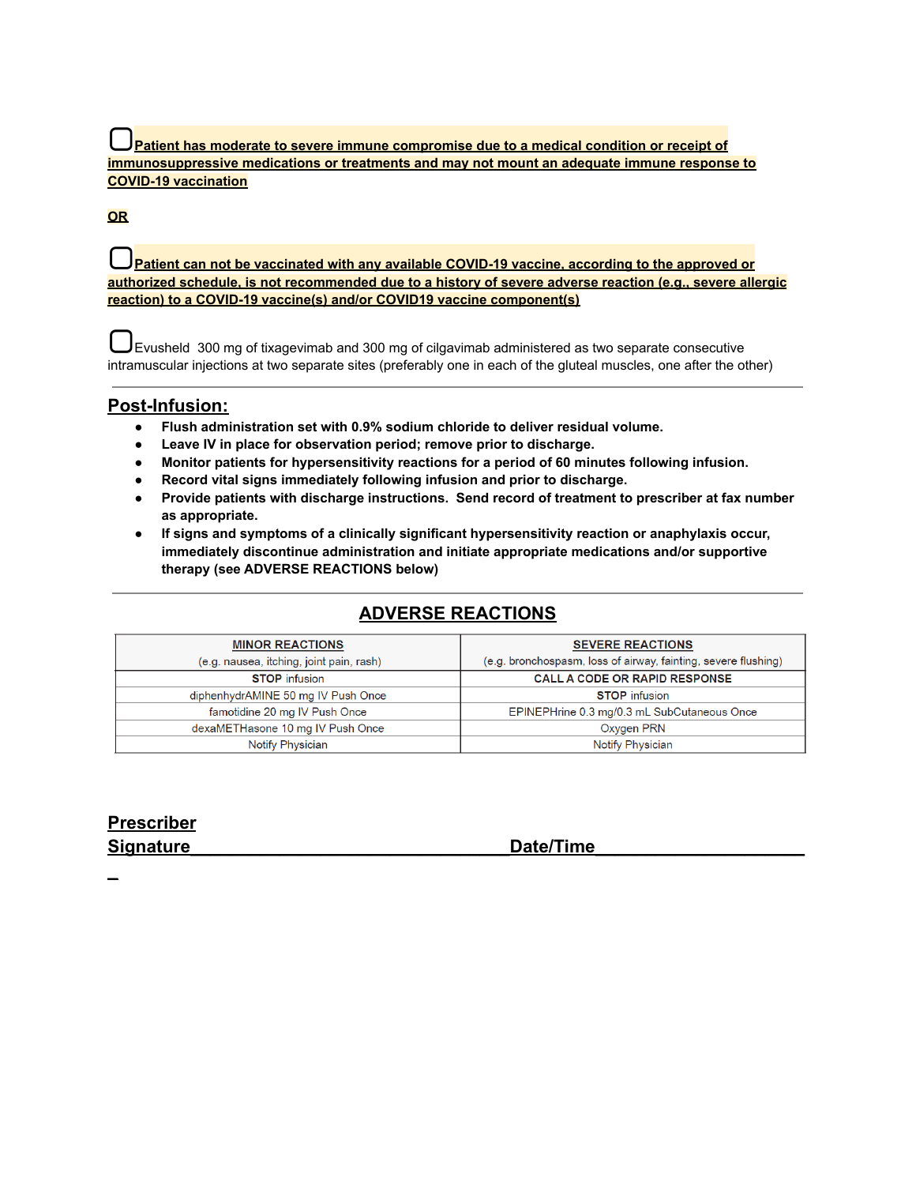☐ **Patient has moderate to severe immune compromise due to a medical condition or receipt of immunosuppressive medications or treatments and may not mount an adequate immune response to COVID-19 vaccination**

**OR**

☐ **Patient can not be vaccinated with any available COVID-19 vaccine, according to the approved or authorized schedule, is not recommended due to a history of severe adverse reaction (e.g., severe allergic reaction) to a COVID-19 vaccine(s) and/or COVID19 vaccine component(s)**

☐ Evusheld 300 mg of tixagevimab and 300 mg of cilgavimab administered as two separate consecutive intramuscular injections at two separate sites (preferably one in each of the gluteal muscles, one after the other)

---

## Post-Infusion:

- **Flush administration set with 0.9% sodium chloride to deliver residual volume.**
- **Leave IV in place for observation period; remove prior to discharge.**
- **Monitor patients for hypersensitivity reactions for a period of 60 minutes following infusion.**
- **Record vital signs immediately following infusion and prior to discharge.**
- **Provide patients with discharge instructions. Send record of treatment to prescriber at fax number as appropriate.**
- **If signs and symptoms of a clinically significant hypersensitivity reaction or anaphylaxis occur, immediately discontinue administration and initiate appropriate medications and/or supportive therapy (see ADVERSE REACTIONS below)**

---

## ADVERSE REACTIONS

| MINOR REACTIONS (e.g. nausea, itching, joint pain, rash) | SEVERE REACTIONS (e.g. bronchospasm, loss of airway, fainting, severe flushing) |
|---|---|
| **STOP** infusion | **CALL A CODE OR RAPID RESPONSE** |
| diphenhydrAMINE 50 mg IV Push Once | **STOP** infusion |
| famotidine 20 mg IV Push Once | EPINEPHrine 0.3 mg/0.3 mL SubCutaneous Once |
| dexaMETHasone 10 mg IV Push Once | Oxygen PRN |
| Notify Physician | Notify Physician |

**Prescriber Signature**\_\_\_\_\_\_\_\_\_\_\_\_\_\_\_\_\_\_\_\_\_\_\_\_\_\_\_\_\_\_\_\_ **Date/Time**\_\_\_\_\_\_\_\_\_\_\_\_\_\_\_\_\_\_\_\_\_\_